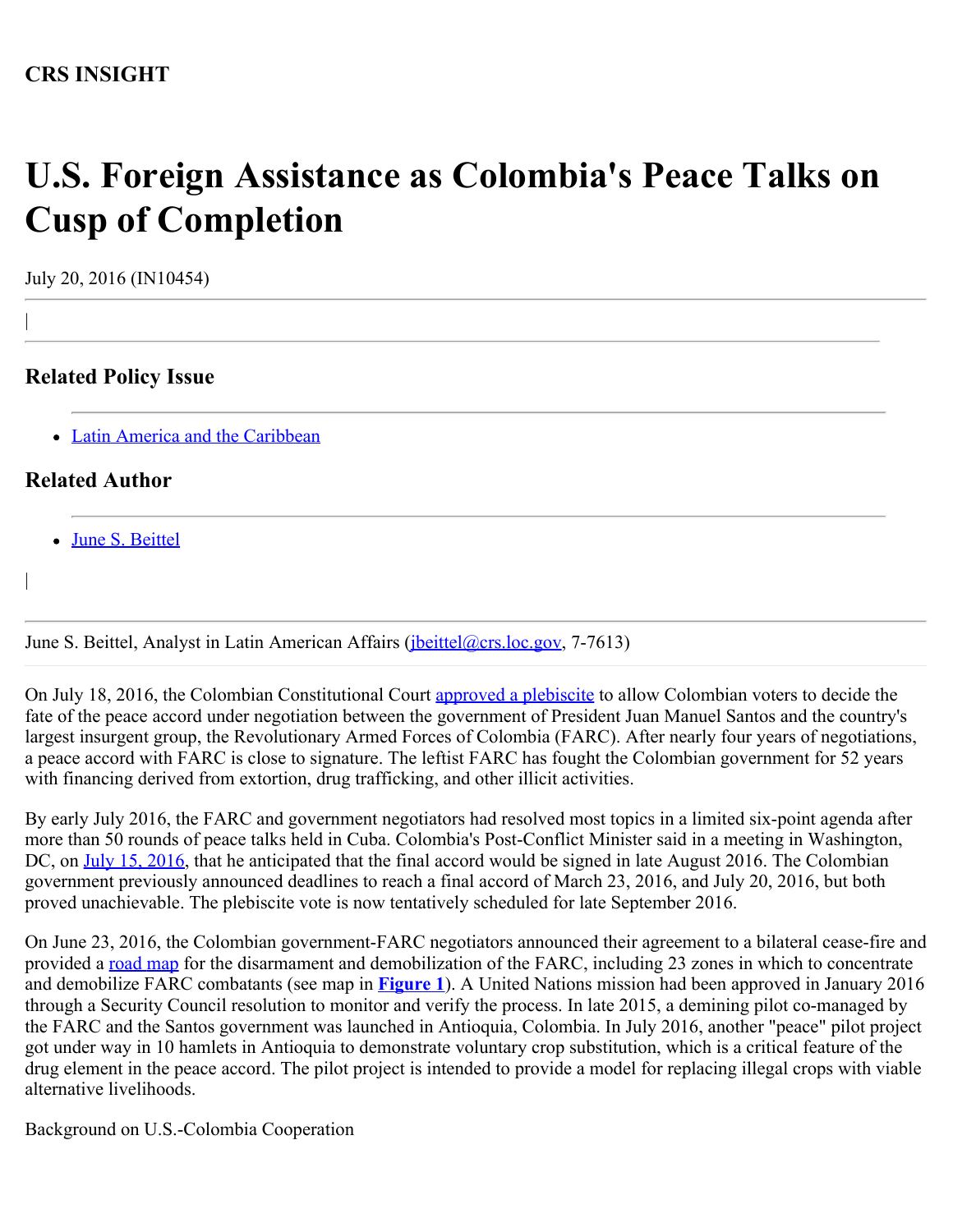**CRS INSIGHT**

# U.S. Foreign Assistance as Colombia's Peace Talks on Cusp of Completion

July 20, 2016 (IN10454)

## Related Policy Issue

- Latin America and the Caribbean

## Related Author

- June S. Beittel

June S. Beittel, Analyst in Latin American Affairs (jbeittel@crs.loc.gov, 7-7613)

On July 18, 2016, the Colombian Constitutional Court approved a plebiscite to allow Colombian voters to decide the fate of the peace accord under negotiation between the government of President Juan Manuel Santos and the country's largest insurgent group, the Revolutionary Armed Forces of Colombia (FARC). After nearly four years of negotiations, a peace accord with FARC is close to signature. The leftist FARC has fought the Colombian government for 52 years with financing derived from extortion, drug trafficking, and other illicit activities.

By early July 2016, the FARC and government negotiators had resolved most topics in a limited six-point agenda after more than 50 rounds of peace talks held in Cuba. Colombia's Post-Conflict Minister said in a meeting in Washington, DC, on July 15, 2016, that he anticipated that the final accord would be signed in late August 2016. The Colombian government previously announced deadlines to reach a final accord of March 23, 2016, and July 20, 2016, but both proved unachievable. The plebiscite vote is now tentatively scheduled for late September 2016.

On June 23, 2016, the Colombian government-FARC negotiators announced their agreement to a bilateral cease-fire and provided a road map for the disarmament and demobilization of the FARC, including 23 zones in which to concentrate and demobilize FARC combatants (see map in **Figure 1**). A United Nations mission had been approved in January 2016 through a Security Council resolution to monitor and verify the process. In late 2015, a demining pilot co-managed by the FARC and the Santos government was launched in Antioquia, Colombia. In July 2016, another "peace" pilot project got under way in 10 hamlets in Antioquia to demonstrate voluntary crop substitution, which is a critical feature of the drug element in the peace accord. The pilot project is intended to provide a model for replacing illegal crops with viable alternative livelihoods.

Background on U.S.-Colombia Cooperation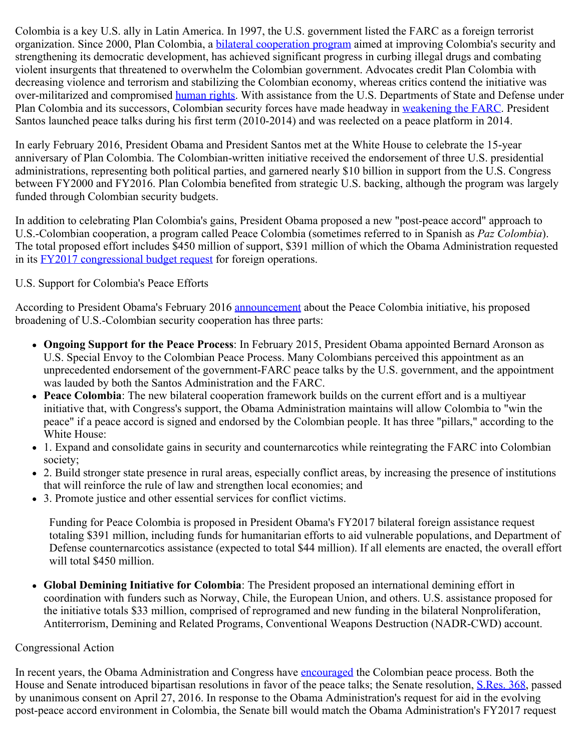Colombia is a key U.S. ally in Latin America. In 1997, the U.S. government listed the FARC as a foreign terrorist organization. Since 2000, Plan Colombia, a bilateral cooperation program aimed at improving Colombia's security and strengthening its democratic development, has achieved significant progress in curbing illegal drugs and combating violent insurgents that threatened to overwhelm the Colombian government. Advocates credit Plan Colombia with decreasing violence and terrorism and stabilizing the Colombian economy, whereas critics contend the initiative was over-militarized and compromised human rights. With assistance from the U.S. Departments of State and Defense under Plan Colombia and its successors, Colombian security forces have made headway in weakening the FARC. President Santos launched peace talks during his first term (2010-2014) and was reelected on a peace platform in 2014.

In early February 2016, President Obama and President Santos met at the White House to celebrate the 15-year anniversary of Plan Colombia. The Colombian-written initiative received the endorsement of three U.S. presidential administrations, representing both political parties, and garnered nearly $10 billion in support from the U.S. Congress between FY2000 and FY2016. Plan Colombia benefited from strategic U.S. backing, although the program was largely funded through Colombian security budgets.

In addition to celebrating Plan Colombia's gains, President Obama proposed a new "post-peace accord" approach to U.S.-Colombian cooperation, a program called Peace Colombia (sometimes referred to in Spanish as *Paz Colombia*). The total proposed effort includes $450 million of support, $391 million of which the Obama Administration requested in its FY2017 congressional budget request for foreign operations.

## U.S. Support for Colombia's Peace Efforts

According to President Obama's February 2016 announcement about the Peace Colombia initiative, his proposed broadening of U.S.-Colombian security cooperation has three parts:

- **Ongoing Support for the Peace Process**: In February 2015, President Obama appointed Bernard Aronson as U.S. Special Envoy to the Colombian Peace Process. Many Colombians perceived this appointment as an unprecedented endorsement of the government-FARC peace talks by the U.S. government, and the appointment was lauded by both the Santos Administration and the FARC.
- **Peace Colombia**: The new bilateral cooperation framework builds on the current effort and is a multiyear initiative that, with Congress's support, the Obama Administration maintains will allow Colombia to "win the peace" if a peace accord is signed and endorsed by the Colombian people. It has three "pillars," according to the White House:
- 1. Expand and consolidate gains in security and counternarcotics while reintegrating the FARC into Colombian society;
- 2. Build stronger state presence in rural areas, especially conflict areas, by increasing the presence of institutions that will reinforce the rule of law and strengthen local economies; and
- 3. Promote justice and other essential services for conflict victims.

  Funding for Peace Colombia is proposed in President Obama's FY2017 bilateral foreign assistance request totaling $391 million, including funds for humanitarian efforts to aid vulnerable populations, and Department of Defense counternarcotics assistance (expected to total $44 million). If all elements are enacted, the overall effort will total $450 million.

- **Global Demining Initiative for Colombia**: The President proposed an international demining effort in coordination with funders such as Norway, Chile, the European Union, and others. U.S. assistance proposed for the initiative totals $33 million, comprised of reprogramed and new funding in the bilateral Nonproliferation, Antiterrorism, Demining and Related Programs, Conventional Weapons Destruction (NADR-CWD) account.

## Congressional Action

In recent years, the Obama Administration and Congress have encouraged the Colombian peace process. Both the House and Senate introduced bipartisan resolutions in favor of the peace talks; the Senate resolution, S.Res. 368, passed by unanimous consent on April 27, 2016. In response to the Obama Administration's request for aid in the evolving post-peace accord environment in Colombia, the Senate bill would match the Obama Administration's FY2017 request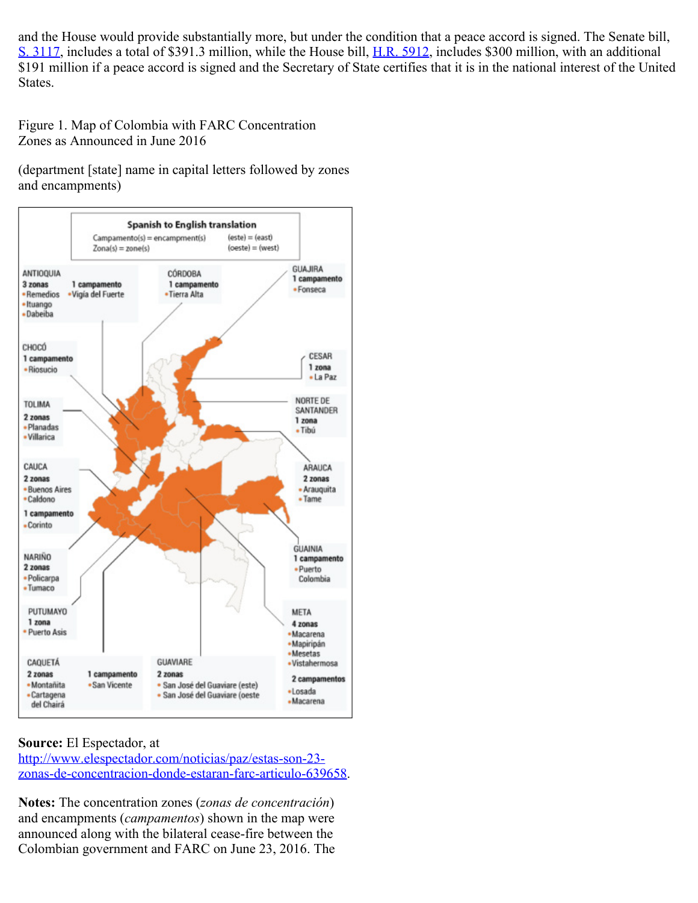and the House would provide substantially more, but under the condition that a peace accord is signed. The Senate bill, S. 3117, includes a total of $391.3 million, while the House bill, H.R. 5912, includes $300 million, with an additional $191 million if a peace accord is signed and the Secretary of State certifies that it is in the national interest of the United States.

Figure 1. Map of Colombia with FARC Concentration Zones as Announced in June 2016

(department [state] name in capital letters followed by zones and encampments)

**Source:** El Espectador, at http://www.elespectador.com/noticias/paz/estas-son-23-zonas-de-concentracion-donde-estaran-farc-articulo-639658.

**Notes:** The concentration zones (*zonas de concentración*) and encampments (*campamentos*) shown in the map were announced along with the bilateral cease-fire between the Colombian government and FARC on June 23, 2016. The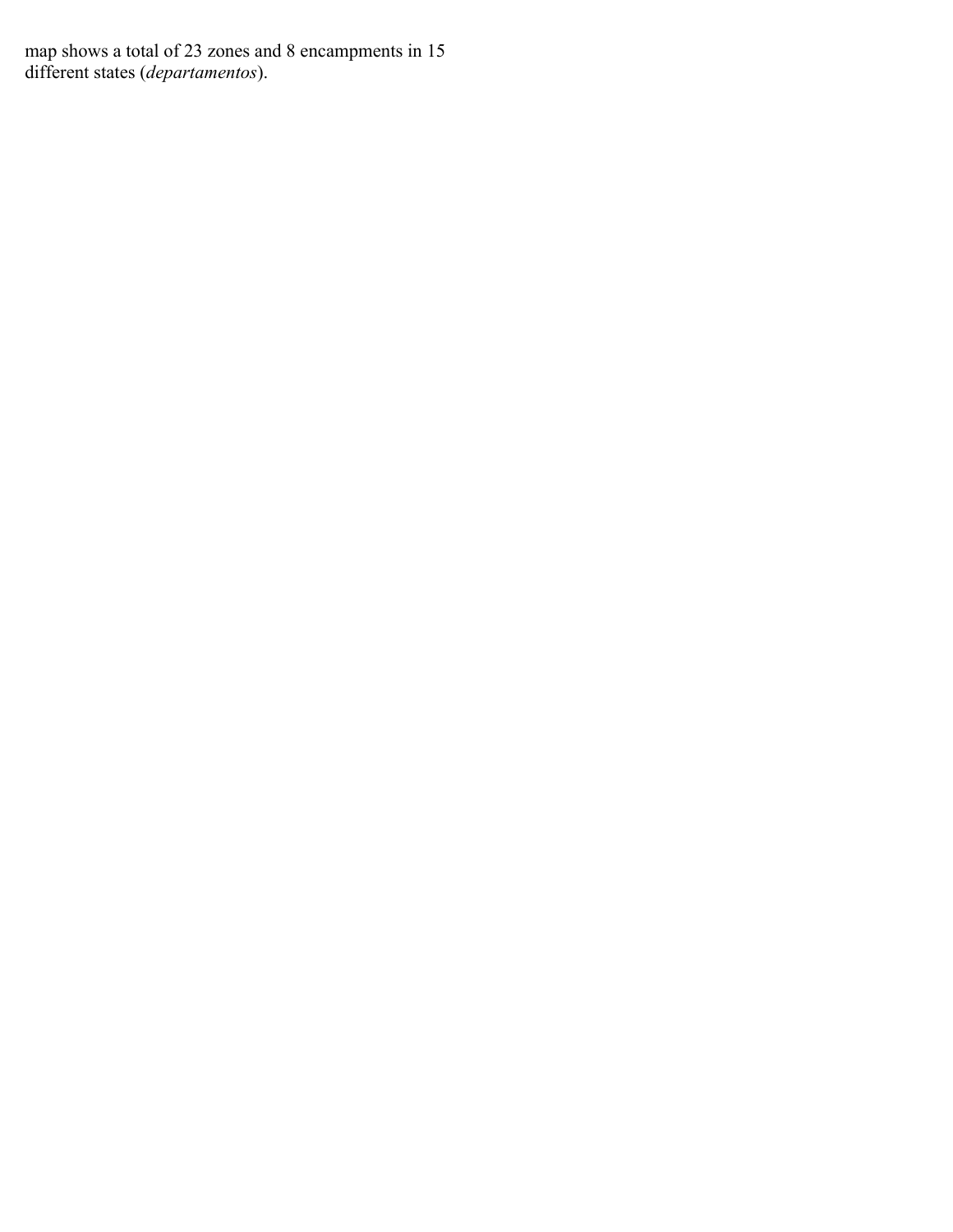map shows a total of 23 zones and 8 encampments in 15 different states (*departamentos*).